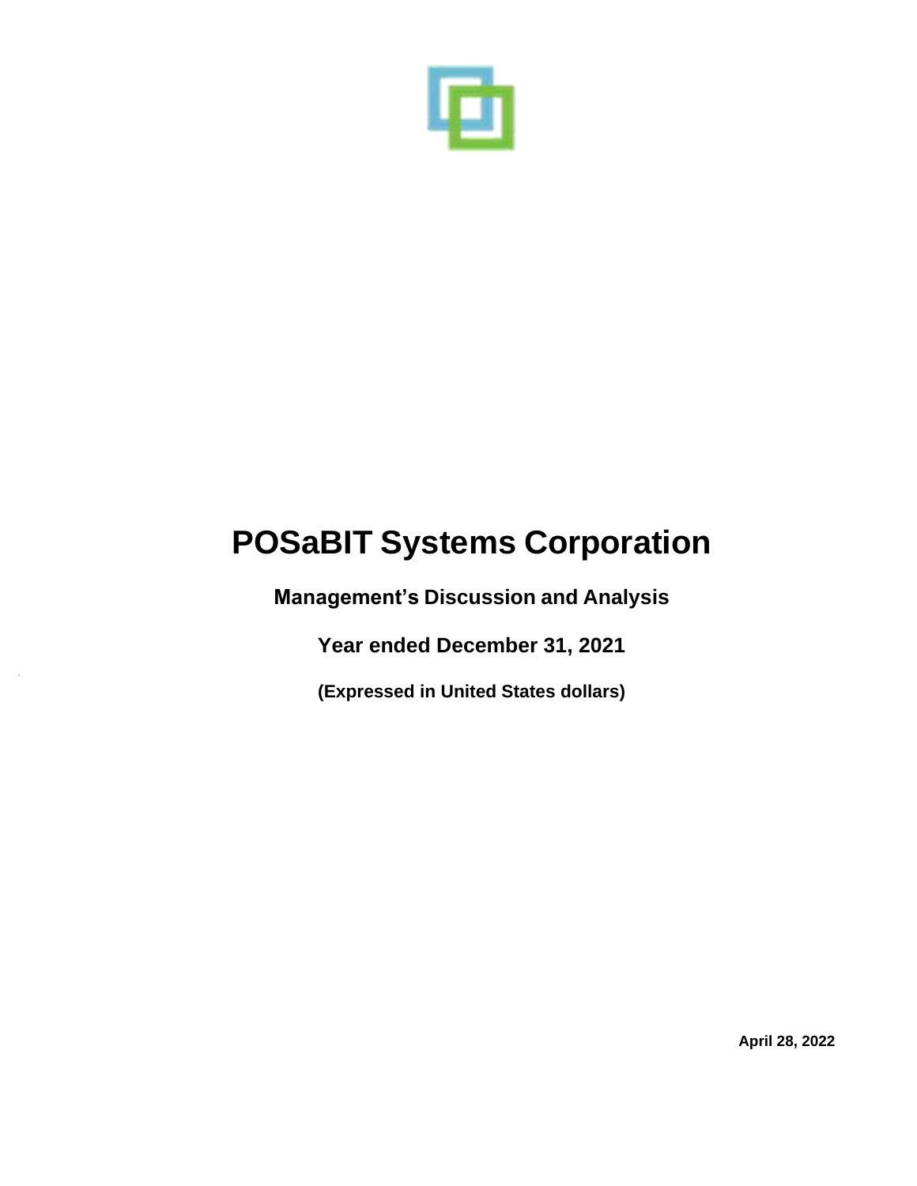# POSaBIT Systems Corporation

## Management's Discussion and Analysis

## Year ended December 31, 2021

**(Expressed in United States dollars)**

**April 28, 2022**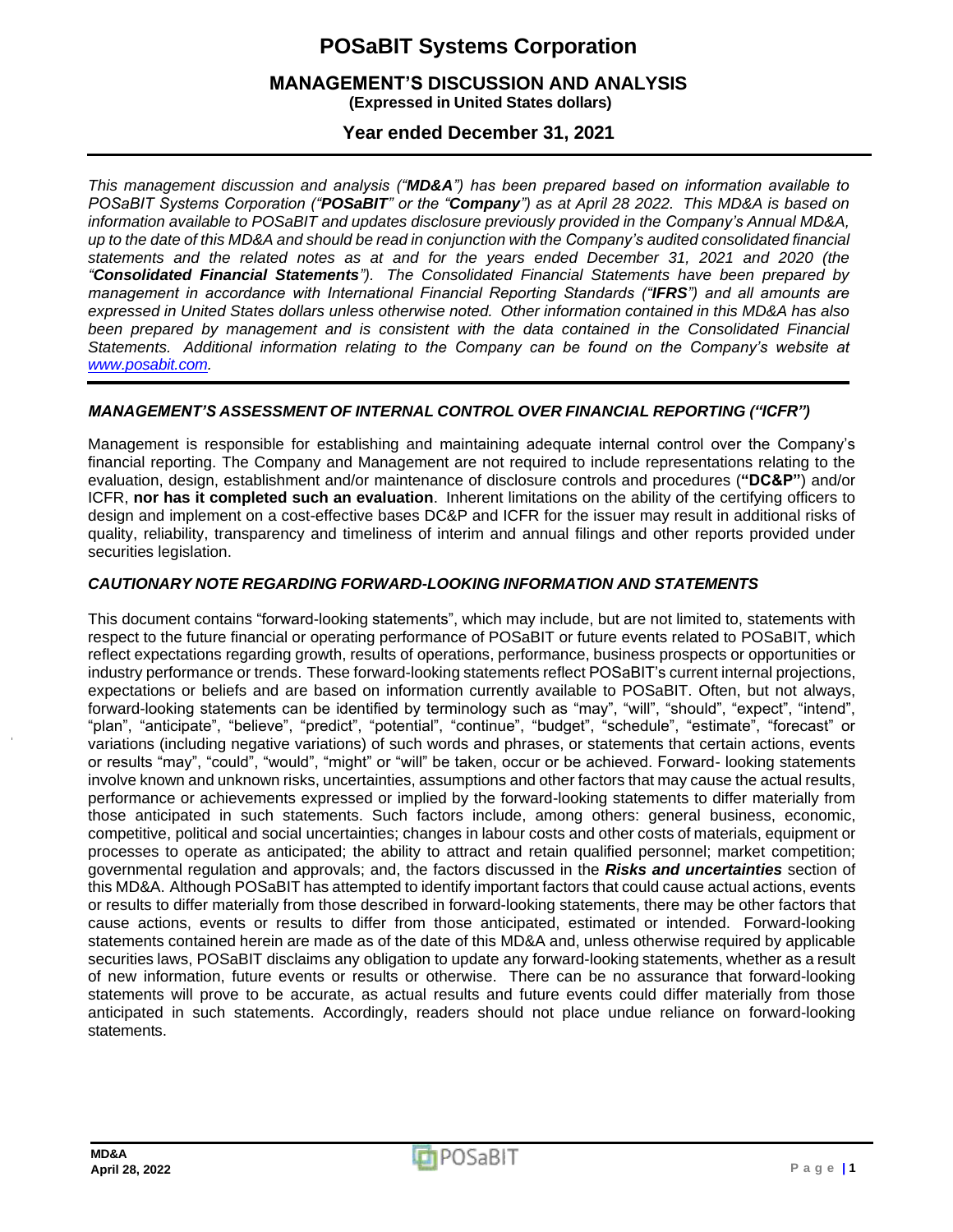# POSaBIT Systems Corporation

## MANAGEMENT'S DISCUSSION AND ANALYSIS

**(Expressed in United States dollars)**

## Year ended December 31, 2021

*This management discussion and analysis ("**MD&A**") has been prepared based on information available to POSaBIT Systems Corporation ("**POSaBIT**" or the "**Company**") as at April 28 2022. This MD&A is based on information available to POSaBIT and updates disclosure previously provided in the Company's Annual MD&A, up to the date of this MD&A and should be read in conjunction with the Company's audited consolidated financial statements and the related notes as at and for the years ended December 31, 2021 and 2020 (the "**Consolidated Financial Statements**"). The Consolidated Financial Statements have been prepared by management in accordance with International Financial Reporting Standards ("**IFRS**") and all amounts are expressed in United States dollars unless otherwise noted. Other information contained in this MD&A has also been prepared by management and is consistent with the data contained in the Consolidated Financial Statements. Additional information relating to the Company can be found on the Company's website at www.posabit.com.*

### *MANAGEMENT'S ASSESSMENT OF INTERNAL CONTROL OVER FINANCIAL REPORTING ("ICFR")*

Management is responsible for establishing and maintaining adequate internal control over the Company's financial reporting. The Company and Management are not required to include representations relating to the evaluation, design, establishment and/or maintenance of disclosure controls and procedures (**"DC&P"**) and/or ICFR, **nor has it completed such an evaluation**. Inherent limitations on the ability of the certifying officers to design and implement on a cost-effective bases DC&P and ICFR for the issuer may result in additional risks of quality, reliability, transparency and timeliness of interim and annual filings and other reports provided under securities legislation.

### *CAUTIONARY NOTE REGARDING FORWARD-LOOKING INFORMATION AND STATEMENTS*

This document contains "forward-looking statements", which may include, but are not limited to, statements with respect to the future financial or operating performance of POSaBIT or future events related to POSaBIT, which reflect expectations regarding growth, results of operations, performance, business prospects or opportunities or industry performance or trends. These forward-looking statements reflect POSaBIT's current internal projections, expectations or beliefs and are based on information currently available to POSaBIT. Often, but not always, forward-looking statements can be identified by terminology such as "may", "will", "should", "expect", "intend", "plan", "anticipate", "believe", "predict", "potential", "continue", "budget", "schedule", "estimate", "forecast" or variations (including negative variations) of such words and phrases, or statements that certain actions, events or results "may", "could", "would", "might" or "will" be taken, occur or be achieved. Forward- looking statements involve known and unknown risks, uncertainties, assumptions and other factors that may cause the actual results, performance or achievements expressed or implied by the forward-looking statements to differ materially from those anticipated in such statements. Such factors include, among others: general business, economic, competitive, political and social uncertainties; changes in labour costs and other costs of materials, equipment or processes to operate as anticipated; the ability to attract and retain qualified personnel; market competition; governmental regulation and approvals; and, the factors discussed in the ***Risks and uncertainties*** section of this MD&A. Although POSaBIT has attempted to identify important factors that could cause actual actions, events or results to differ materially from those described in forward-looking statements, there may be other factors that cause actions, events or results to differ from those anticipated, estimated or intended. Forward-looking statements contained herein are made as of the date of this MD&A and, unless otherwise required by applicable securities laws, POSaBIT disclaims any obligation to update any forward-looking statements, whether as a result of new information, future events or results or otherwise. There can be no assurance that forward-looking statements will prove to be accurate, as actual results and future events could differ materially from those anticipated in such statements. Accordingly, readers should not place undue reliance on forward-looking statements.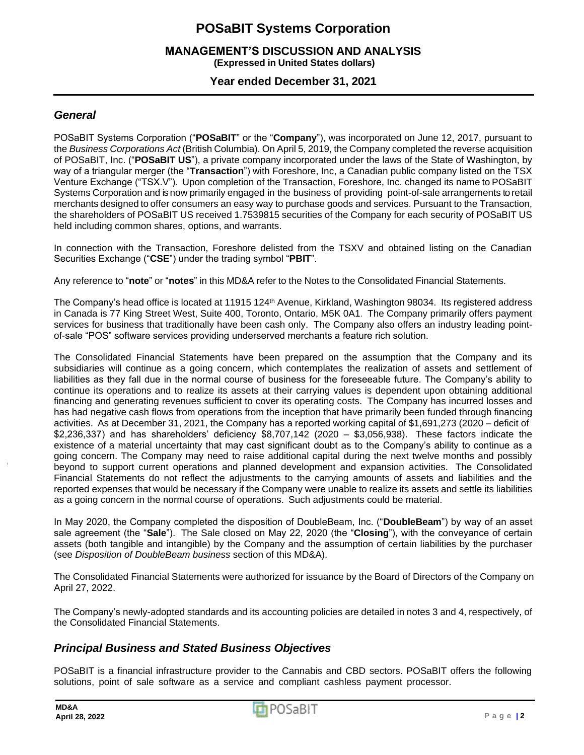## *General*

POSaBIT Systems Corporation ("**POSaBIT**" or the "**Company**"), was incorporated on June 12, 2017, pursuant to the *Business Corporations Act* (British Columbia). On April 5, 2019, the Company completed the reverse acquisition of POSaBIT, Inc. ("**POSaBIT US**"), a private company incorporated under the laws of the State of Washington, by way of a triangular merger (the "**Transaction**") with Foreshore, Inc, a Canadian public company listed on the TSX Venture Exchange ("TSX.V"). Upon completion of the Transaction, Foreshore, Inc. changed its name to POSaBIT Systems Corporation and is now primarily engaged in the business of providing point-of-sale arrangements to retail merchants designed to offer consumers an easy way to purchase goods and services. Pursuant to the Transaction, the shareholders of POSaBIT US received 1.7539815 securities of the Company for each security of POSaBIT US held including common shares, options, and warrants.

In connection with the Transaction, Foreshore delisted from the TSXV and obtained listing on the Canadian Securities Exchange ("**CSE**") under the trading symbol "**PBIT**".

Any reference to "**note**" or "**notes**" in this MD&A refer to the Notes to the Consolidated Financial Statements.

The Company's head office is located at 11915 124th Avenue, Kirkland, Washington 98034. Its registered address in Canada is 77 King Street West, Suite 400, Toronto, Ontario, M5K 0A1. The Company primarily offers payment services for business that traditionally have been cash only. The Company also offers an industry leading point-of-sale "POS" software services providing underserved merchants a feature rich solution.

The Consolidated Financial Statements have been prepared on the assumption that the Company and its subsidiaries will continue as a going concern, which contemplates the realization of assets and settlement of liabilities as they fall due in the normal course of business for the foreseeable future. The Company's ability to continue its operations and to realize its assets at their carrying values is dependent upon obtaining additional financing and generating revenues sufficient to cover its operating costs. The Company has incurred losses and has had negative cash flows from operations from the inception that have primarily been funded through financing activities. As at December 31, 2021, the Company has a reported working capital of $1,691,273 (2020 – deficit of $2,236,337) and has shareholders' deficiency $8,707,142 (2020 – $3,056,938). These factors indicate the existence of a material uncertainty that may cast significant doubt as to the Company's ability to continue as a going concern. The Company may need to raise additional capital during the next twelve months and possibly beyond to support current operations and planned development and expansion activities. The Consolidated Financial Statements do not reflect the adjustments to the carrying amounts of assets and liabilities and the reported expenses that would be necessary if the Company were unable to realize its assets and settle its liabilities as a going concern in the normal course of operations. Such adjustments could be material.

In May 2020, the Company completed the disposition of DoubleBeam, Inc. ("**DoubleBeam**") by way of an asset sale agreement (the "**Sale**"). The Sale closed on May 22, 2020 (the "**Closing**"), with the conveyance of certain assets (both tangible and intangible) by the Company and the assumption of certain liabilities by the purchaser (see *Disposition of DoubleBeam business* section of this MD&A).

The Consolidated Financial Statements were authorized for issuance by the Board of Directors of the Company on April 27, 2022.

The Company's newly-adopted standards and its accounting policies are detailed in notes 3 and 4, respectively, of the Consolidated Financial Statements.

## *Principal Business and Stated Business Objectives*

POSaBIT is a financial infrastructure provider to the Cannabis and CBD sectors. POSaBIT offers the following solutions, point of sale software as a service and compliant cashless payment processor.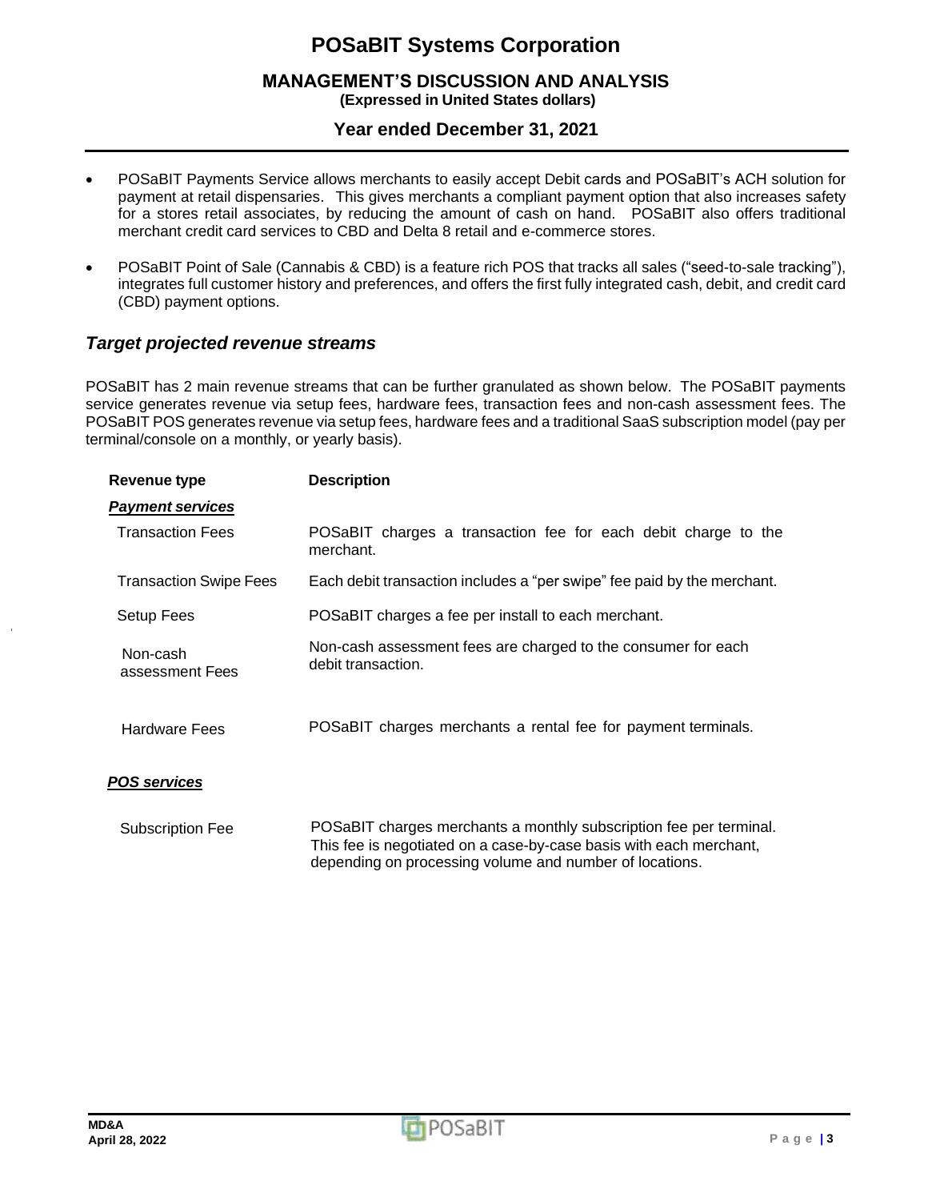- POSaBIT Payments Service allows merchants to easily accept Debit cards and POSaBIT's ACH solution for payment at retail dispensaries. This gives merchants a compliant payment option that also increases safety for a stores retail associates, by reducing the amount of cash on hand. POSaBIT also offers traditional merchant credit card services to CBD and Delta 8 retail and e-commerce stores.
- POSaBIT Point of Sale (Cannabis & CBD) is a feature rich POS that tracks all sales ("seed-to-sale tracking"), integrates full customer history and preferences, and offers the first fully integrated cash, debit, and credit card (CBD) payment options.

### *Target projected revenue streams*

POSaBIT has 2 main revenue streams that can be further granulated as shown below. The POSaBIT payments service generates revenue via setup fees, hardware fees, transaction fees and non-cash assessment fees. The POSaBIT POS generates revenue via setup fees, hardware fees and a traditional SaaS subscription model (pay per terminal/console on a monthly, or yearly basis).

| Revenue type | Description |
| --- | --- |
| ***Payment services*** | |
| Transaction Fees | POSaBIT charges a transaction fee for each debit charge to the merchant. |
| Transaction Swipe Fees | Each debit transaction includes a "per swipe" fee paid by the merchant. |
| Setup Fees | POSaBIT charges a fee per install to each merchant. |
| Non-cash assessment Fees | Non-cash assessment fees are charged to the consumer for each debit transaction. |
| Hardware Fees | POSaBIT charges merchants a rental fee for payment terminals. |
| ***POS services*** | |
| Subscription Fee | POSaBIT charges merchants a monthly subscription fee per terminal. This fee is negotiated on a case-by-case basis with each merchant, depending on processing volume and number of locations. |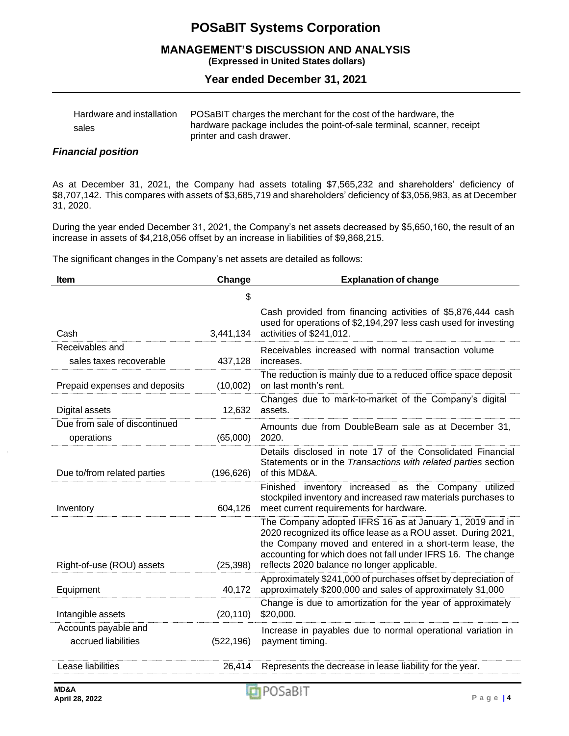| | |
|---|---|
| Hardware and installation sales | POSaBIT charges the merchant for the cost of the hardware, the hardware package includes the point-of-sale terminal, scanner, receipt printer and cash drawer. |

### *Financial position*

As at December 31, 2021, the Company had assets totaling $7,565,232 and shareholders' deficiency of $8,707,142. This compares with assets of $3,685,719 and shareholders' deficiency of $3,056,983, as at December 31, 2020.

During the year ended December 31, 2021, the Company's net assets decreased by $5,650,160, the result of an increase in assets of $4,218,056 offset by an increase in liabilities of $9,868,215.

The significant changes in the Company's net assets are detailed as follows:

| Item | Change | Explanation of change |
|---|---:|---|
| | $ | |
| Cash | 3,441,134 | Cash provided from financing activities of $5,876,444 cash used for operations of $2,194,297 less cash used for investing activities of $241,012. |
| Receivables and sales taxes recoverable | 437,128 | Receivables increased with normal transaction volume increases. |
| Prepaid expenses and deposits | (10,002) | The reduction is mainly due to a reduced office space deposit on last month's rent. |
| Digital assets | 12,632 | Changes due to mark-to-market of the Company's digital assets. |
| Due from sale of discontinued operations | (65,000) | Amounts due from DoubleBeam sale as at December 31, 2020. |
| Due to/from related parties | (196,626) | Details disclosed in note 17 of the Consolidated Financial Statements or in the *Transactions with related parties* section of this MD&A. |
| Inventory | 604,126 | Finished inventory increased as the Company utilized stockpiled inventory and increased raw materials purchases to meet current requirements for hardware. |
| Right-of-use (ROU) assets | (25,398) | The Company adopted IFRS 16 as at January 1, 2019 and in 2020 recognized its office lease as a ROU asset. During 2021, the Company moved and entered in a short-term lease, the accounting for which does not fall under IFRS 16. The change reflects 2020 balance no longer applicable. |
| Equipment | 40,172 | Approximately $241,000 of purchases offset by depreciation of approximately $200,000 and sales of approximately $1,000 |
| Intangible assets | (20,110) | Change is due to amortization for the year of approximately $20,000. |
| Accounts payable and accrued liabilities | (522,196) | Increase in payables due to normal operational variation in payment timing. |
| Lease liabilities | 26,414 | Represents the decrease in lease liability for the year. |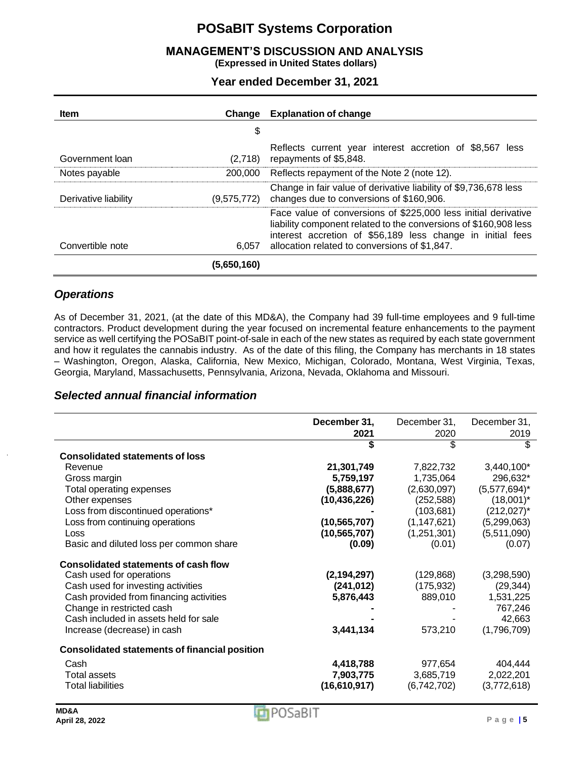| Item | Change | Explanation of change |
|---|---|---|
| | $ | |
| Government loan | (2,718) | Reflects current year interest accretion of $8,567 less repayments of $5,848. |
| Notes payable | 200,000 | Reflects repayment of the Note 2 (note 12). |
| Derivative liability | (9,575,772) | Change in fair value of derivative liability of $9,736,678 less changes due to conversions of $160,906. |
| Convertible note | 6,057 | Face value of conversions of $225,000 less initial derivative liability component related to the conversions of $160,908 less interest accretion of $56,189 less change in initial fees allocation related to conversions of $1,847. |
| | **(5,650,160)** | |

## *Operations*

As of December 31, 2021, (at the date of this MD&A), the Company had 39 full-time employees and 9 full-time contractors. Product development during the year focused on incremental feature enhancements to the payment service as well certifying the POSaBIT point-of-sale in each of the new states as required by each state government and how it regulates the cannabis industry. As of the date of this filing, the Company has merchants in 18 states – Washington, Oregon, Alaska, California, New Mexico, Michigan, Colorado, Montana, West Virginia, Texas, Georgia, Maryland, Massachusetts, Pennsylvania, Arizona, Nevada, Oklahoma and Missouri.

## *Selected annual financial information*

| | **December 31, 2021** | December 31, 2020 | December 31, 2019 |
|---|---|---|---|
| | **$** | $ | $ |
| **Consolidated statements of loss** | | | |
| Revenue | **21,301,749** | 7,822,732 | 3,440,100* |
| Gross margin | **5,759,197** | 1,735,064 | 296,632* |
| Total operating expenses | **(5,888,677)** | (2,630,097) | (5,577,694)* |
| Other expenses | **(10,436,226)** | (252,588) | (18,001)* |
| Loss from discontinued operations* | **-** | (103,681) | (212,027)* |
| Loss from continuing operations | **(10,565,707)** | (1,147,621) | (5,299,063) |
| Loss | **(10,565,707)** | (1,251,301) | (5,511,090) |
| Basic and diluted loss per common share | **(0.09)** | (0.01) | (0.07) |
| **Consolidated statements of cash flow** | | | |
| Cash used for operations | **(2,194,297)** | (129,868) | (3,298,590) |
| Cash used for investing activities | **(241,012)** | (175,932) | (29,344) |
| Cash provided from financing activities | **5,876,443** | 889,010 | 1,531,225 |
| Change in restricted cash | **-** | - | 767,246 |
| Cash included in assets held for sale | **-** | - | 42,663 |
| Increase (decrease) in cash | **3,441,134** | 573,210 | (1,796,709) |
| **Consolidated statements of financial position** | | | |
| Cash | **4,418,788** | 977,654 | 404,444 |
| Total assets | **7,903,775** | 3,685,719 | 2,022,201 |
| Total liabilities | **(16,610,917)** | (6,742,702) | (3,772,618) |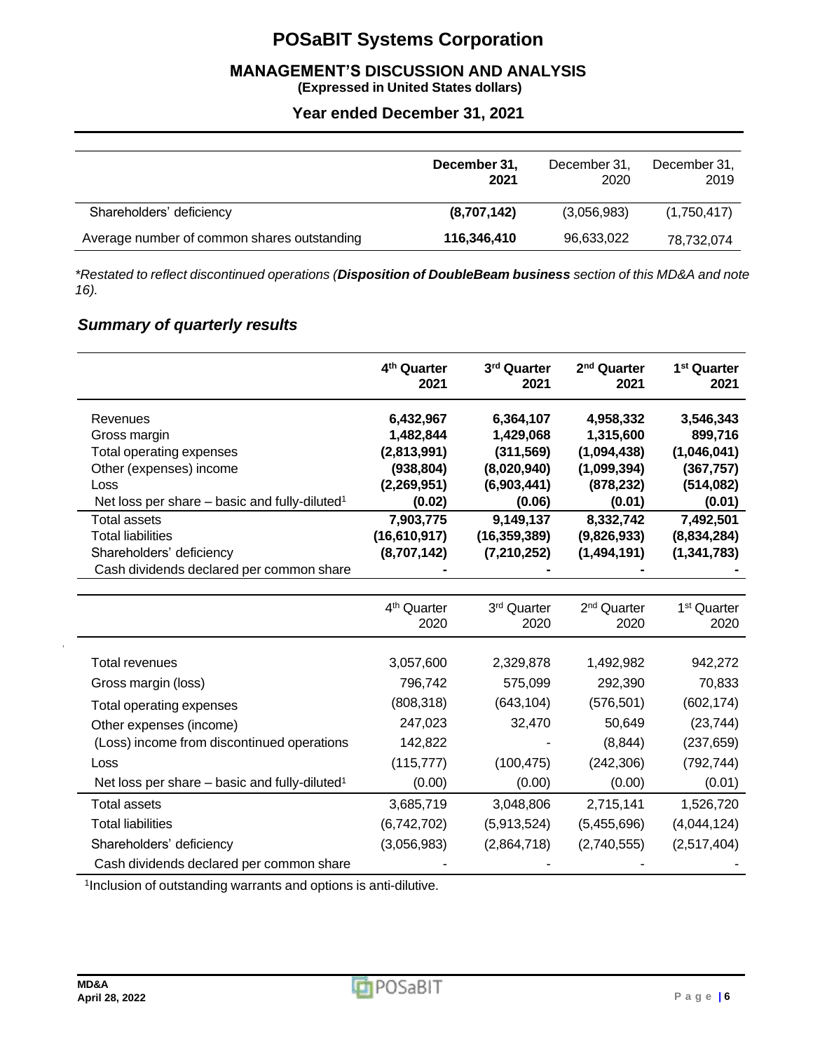| | December 31, 2021 | December 31, 2020 | December 31, 2019 |
|---|---|---|---|
| Shareholders' deficiency | **(8,707,142)** | (3,056,983) | (1,750,417) |
| Average number of common shares outstanding | **116,346,410** | 96,633,022 | 78,732,074 |

*\*Restated to reflect discontinued operations (**Disposition of DoubleBeam business** section of this MD&A and note 16).*

## *Summary of quarterly results*

| | 4th Quarter 2021 | 3rd Quarter 2021 | 2nd Quarter 2021 | 1st Quarter 2021 |
|---|---|---|---|---|
| Revenues | **6,432,967** | **6,364,107** | **4,958,332** | **3,546,343** |
| Gross margin | **1,482,844** | **1,429,068** | **1,315,600** | **899,716** |
| Total operating expenses | **(2,813,991)** | **(311,569)** | **(1,094,438)** | **(1,046,041)** |
| Other (expenses) income | **(938,804)** | **(8,020,940)** | **(1,099,394)** | **(367,757)** |
| Loss | **(2,269,951)** | **(6,903,441)** | **(878,232)** | **(514,082)** |
| Net loss per share – basic and fully-diluted[1] | **(0.02)** | **(0.06)** | **(0.01)** | **(0.01)** |
| Total assets | **7,903,775** | **9,149,137** | **8,332,742** | **7,492,501** |
| Total liabilities | **(16,610,917)** | **(16,359,389)** | **(9,826,933)** | **(8,834,284)** |
| Shareholders' deficiency | **(8,707,142)** | **(7,210,252)** | **(1,494,191)** | **(1,341,783)** |
| Cash dividends declared per common share | **-** | **-** | **-** | **-** |

| | 4th Quarter 2020 | 3rd Quarter 2020 | 2nd Quarter 2020 | 1st Quarter 2020 |
|---|---|---|---|---|
| Total revenues | 3,057,600 | 2,329,878 | 1,492,982 | 942,272 |
| Gross margin (loss) | 796,742 | 575,099 | 292,390 | 70,833 |
| Total operating expenses | (808,318) | (643,104) | (576,501) | (602,174) |
| Other expenses (income) | 247,023 | 32,470 | 50,649 | (23,744) |
| (Loss) income from discontinued operations | 142,822 | - | (8,844) | (237,659) |
| Loss | (115,777) | (100,475) | (242,306) | (792,744) |
| Net loss per share – basic and fully-diluted[1] | (0.00) | (0.00) | (0.00) | (0.01) |
| Total assets | 3,685,719 | 3,048,806 | 2,715,141 | 1,526,720 |
| Total liabilities | (6,742,702) | (5,913,524) | (5,455,696) | (4,044,124) |
| Shareholders' deficiency | (3,056,983) | (2,864,718) | (2,740,555) | (2,517,404) |
| Cash dividends declared per common share | - | - | - | - |

[1]Inclusion of outstanding warrants and options is anti-dilutive.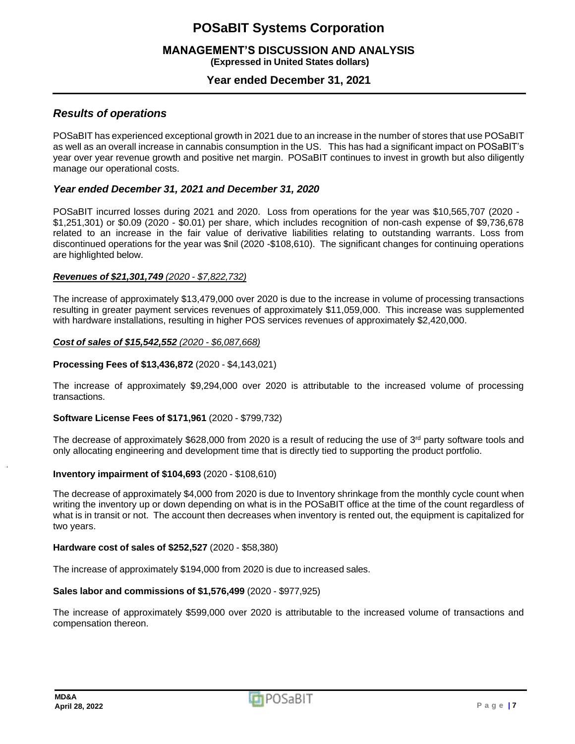## *Results of operations*

POSaBIT has experienced exceptional growth in 2021 due to an increase in the number of stores that use POSaBIT as well as an overall increase in cannabis consumption in the US. This has had a significant impact on POSaBIT's year over year revenue growth and positive net margin. POSaBIT continues to invest in growth but also diligently manage our operational costs.

### *Year ended December 31, 2021 and December 31, 2020*

POSaBIT incurred losses during 2021 and 2020. Loss from operations for the year was $10,565,707 (2020 - $1,251,301) or $0.09 (2020 - $0.01) per share, which includes recognition of non-cash expense of $9,736,678 related to an increase in the fair value of derivative liabilities relating to outstanding warrants. Loss from discontinued operations for the year was $nil (2020 -$108,610). The significant changes for continuing operations are highlighted below.

***Revenues of $21,301,749** (2020 - $7,822,732)*

The increase of approximately $13,479,000 over 2020 is due to the increase in volume of processing transactions resulting in greater payment services revenues of approximately $11,059,000. This increase was supplemented with hardware installations, resulting in higher POS services revenues of approximately $2,420,000.

***Cost of sales of $15,542,552** (2020 - $6,087,668)*

**Processing Fees of $13,436,872** (2020 - $4,143,021)

The increase of approximately $9,294,000 over 2020 is attributable to the increased volume of processing transactions.

**Software License Fees of $171,961** (2020 - $799,732)

The decrease of approximately $628,000 from 2020 is a result of reducing the use of 3rd party software tools and only allocating engineering and development time that is directly tied to supporting the product portfolio.

**Inventory impairment of $104,693** (2020 - $108,610)

The decrease of approximately $4,000 from 2020 is due to Inventory shrinkage from the monthly cycle count when writing the inventory up or down depending on what is in the POSaBIT office at the time of the count regardless of what is in transit or not. The account then decreases when inventory is rented out, the equipment is capitalized for two years.

**Hardware cost of sales of $252,527** (2020 - $58,380)

The increase of approximately $194,000 from 2020 is due to increased sales.

**Sales labor and commissions of $1,576,499** (2020 - $977,925)

The increase of approximately $599,000 over 2020 is attributable to the increased volume of transactions and compensation thereon.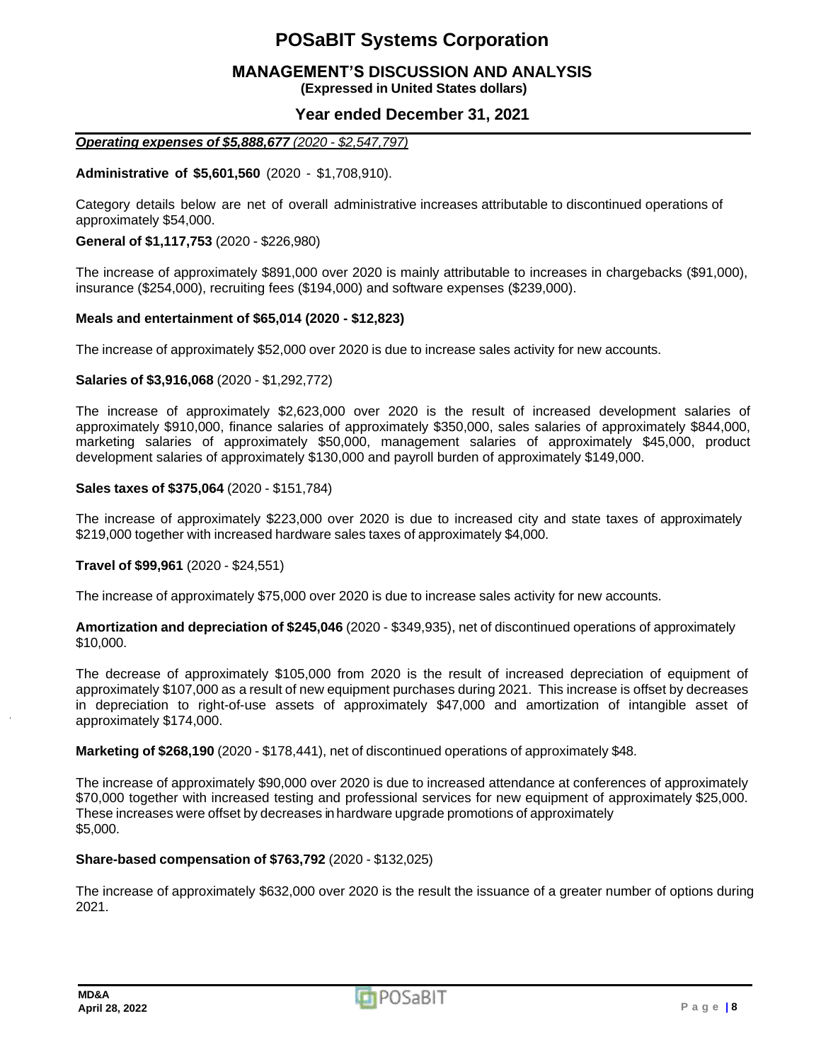***Operating expenses of $5,888,677** (2020 - $2,547,797)*

**Administrative of $5,601,560** (2020 - $1,708,910).

Category details below are net of overall administrative increases attributable to discontinued operations of approximately $54,000.

**General of $1,117,753** (2020 - $226,980)

The increase of approximately $891,000 over 2020 is mainly attributable to increases in chargebacks ($91,000), insurance ($254,000), recruiting fees ($194,000) and software expenses ($239,000).

**Meals and entertainment of $65,014 (2020 - $12,823)**

The increase of approximately $52,000 over 2020 is due to increase sales activity for new accounts.

**Salaries of $3,916,068** (2020 - $1,292,772)

The increase of approximately $2,623,000 over 2020 is the result of increased development salaries of approximately $910,000, finance salaries of approximately $350,000, sales salaries of approximately $844,000, marketing salaries of approximately $50,000, management salaries of approximately $45,000, product development salaries of approximately $130,000 and payroll burden of approximately $149,000.

**Sales taxes of $375,064** (2020 - $151,784)

The increase of approximately $223,000 over 2020 is due to increased city and state taxes of approximately $219,000 together with increased hardware sales taxes of approximately $4,000.

**Travel of $99,961** (2020 - $24,551)

The increase of approximately $75,000 over 2020 is due to increase sales activity for new accounts.

**Amortization and depreciation of $245,046** (2020 - $349,935), net of discontinued operations of approximately $10,000.

The decrease of approximately $105,000 from 2020 is the result of increased depreciation of equipment of approximately $107,000 as a result of new equipment purchases during 2021. This increase is offset by decreases in depreciation to right-of-use assets of approximately $47,000 and amortization of intangible asset of approximately $174,000.

**Marketing of $268,190** (2020 - $178,441), net of discontinued operations of approximately $48.

The increase of approximately $90,000 over 2020 is due to increased attendance at conferences of approximately $70,000 together with increased testing and professional services for new equipment of approximately $25,000. These increases were offset by decreases in hardware upgrade promotions of approximately $5,000.

**Share-based compensation of $763,792** (2020 - $132,025)

The increase of approximately $632,000 over 2020 is the result the issuance of a greater number of options during 2021.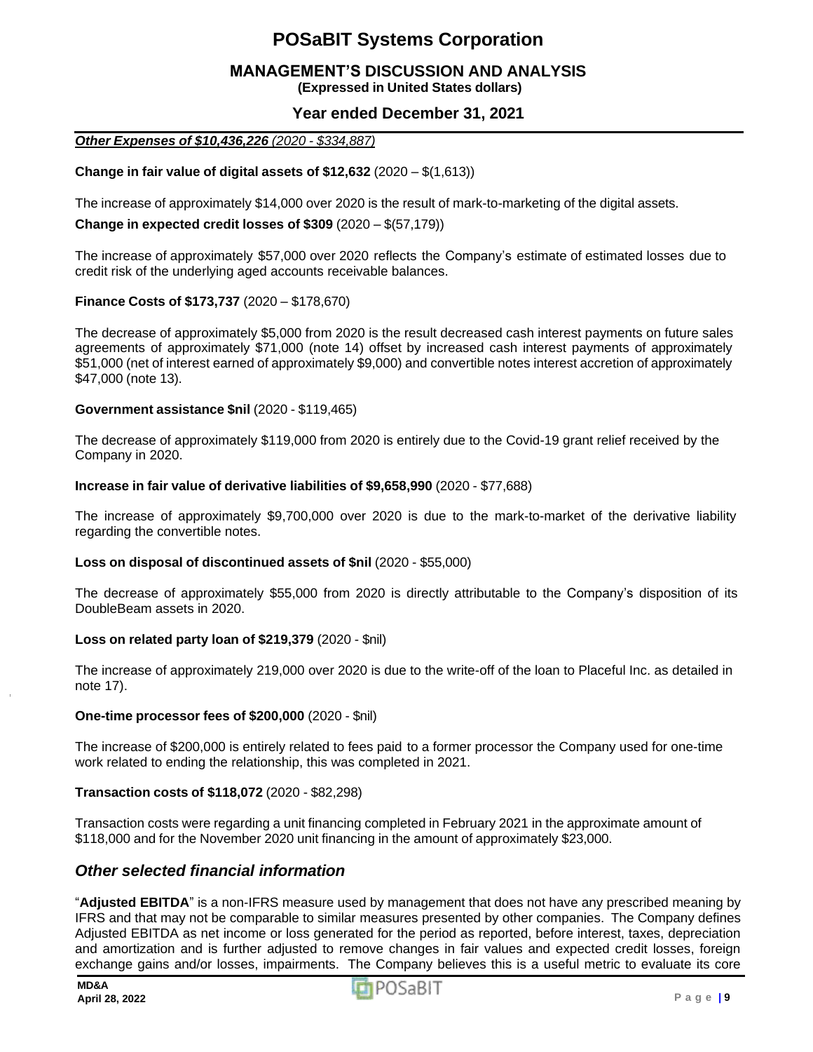***Other Expenses of $10,436,226** (2020 - $334,887)*

**Change in fair value of digital assets of $12,632** (2020 – $(1,613))

The increase of approximately $14,000 over 2020 is the result of mark-to-marketing of the digital assets.

**Change in expected credit losses of $309** (2020 – $(57,179))

The increase of approximately $57,000 over 2020 reflects the Company's estimate of estimated losses due to credit risk of the underlying aged accounts receivable balances.

**Finance Costs of $173,737** (2020 – $178,670)

The decrease of approximately $5,000 from 2020 is the result decreased cash interest payments on future sales agreements of approximately $71,000 (note 14) offset by increased cash interest payments of approximately $51,000 (net of interest earned of approximately $9,000) and convertible notes interest accretion of approximately $47,000 (note 13).

**Government assistance $nil** (2020 - $119,465)

The decrease of approximately $119,000 from 2020 is entirely due to the Covid-19 grant relief received by the Company in 2020.

**Increase in fair value of derivative liabilities of $9,658,990** (2020 - $77,688)

The increase of approximately $9,700,000 over 2020 is due to the mark-to-market of the derivative liability regarding the convertible notes.

**Loss on disposal of discontinued assets of $nil** (2020 - $55,000)

The decrease of approximately $55,000 from 2020 is directly attributable to the Company's disposition of its DoubleBeam assets in 2020.

**Loss on related party loan of $219,379** (2020 - $nil)

The increase of approximately 219,000 over 2020 is due to the write-off of the loan to Placeful Inc. as detailed in note 17).

**One-time processor fees of $200,000** (2020 - $nil)

The increase of $200,000 is entirely related to fees paid to a former processor the Company used for one-time work related to ending the relationship, this was completed in 2021.

**Transaction costs of $118,072** (2020 - $82,298)

Transaction costs were regarding a unit financing completed in February 2021 in the approximate amount of $118,000 and for the November 2020 unit financing in the amount of approximately $23,000.

## *Other selected financial information*

"**Adjusted EBITDA**" is a non-IFRS measure used by management that does not have any prescribed meaning by IFRS and that may not be comparable to similar measures presented by other companies. The Company defines Adjusted EBITDA as net income or loss generated for the period as reported, before interest, taxes, depreciation and amortization and is further adjusted to remove changes in fair values and expected credit losses, foreign exchange gains and/or losses, impairments. The Company believes this is a useful metric to evaluate its core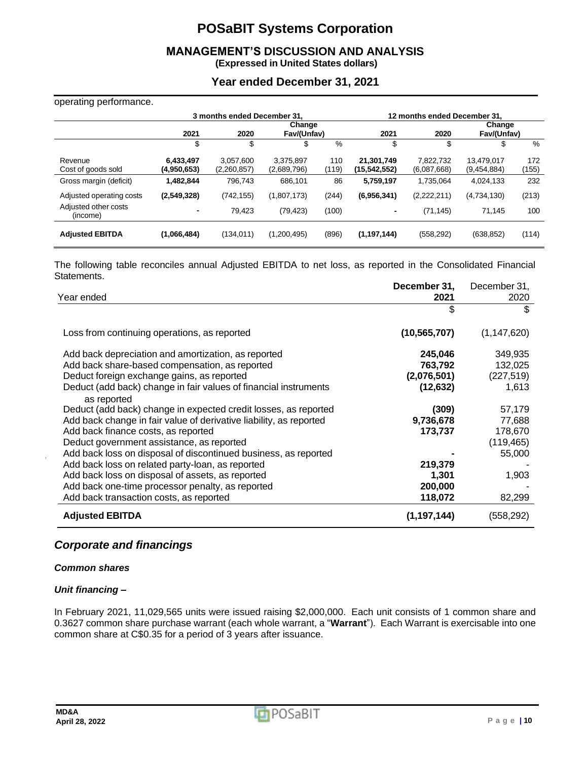operating performance.

| | 3 months ended December 31, | | | | 12 months ended December 31, | | | |
|---|---|---|---|---|---|---|---|---|
| | 2021 | 2020 | Change Fav/(Unfav) | | 2021 | 2020 | Change Fav/(Unfav) | |
| | $ | $ | $ | % | $ | $ | $ | % |
| Revenue | **6,433,497** | 3,057,600 | 3,375,897 | 110 | **21,301,749** | 7,822,732 | 13,479,017 | 172 |
| Cost of goods sold | **(4,950,653)** | (2,260,857) | (2,689,796) | (119) | **(15,542,552)** | (6,087,668) | (9,454,884) | (155) |
| Gross margin (deficit) | **1,482,844** | 796,743 | 686,101 | 86 | **5,759,197** | 1,735,064 | 4,024,133 | 232 |
| Adjusted operating costs | **(2,549,328)** | (742,155) | (1,807,173) | (244) | **(6,956,341)** | (2,222,211) | (4,734,130) | (213) |
| Adjusted other costs (income) | **-** | 79,423 | (79,423) | (100) | **-** | (71,145) | 71,145 | 100 |
| **Adjusted EBITDA** | **(1,066,484)** | (134,011) | (1,200,495) | (896) | **(1,197,144)** | (558,292) | (638,852) | (114) |

The following table reconciles annual Adjusted EBITDA to net loss, as reported in the Consolidated Financial Statements.

| Year ended | **December 31, 2021** | December 31, 2020 |
|---|---|---|
| | $ | $ |
| Loss from continuing operations, as reported | **(10,565,707)** | (1,147,620) |
| Add back depreciation and amortization, as reported | **245,046** | 349,935 |
| Add back share-based compensation, as reported | **763,792** | 132,025 |
| Deduct foreign exchange gains, as reported | **(2,076,501)** | (227,519) |
| Deduct (add back) change in fair values of financial instruments as reported | **(12,632)** | 1,613 |
| Deduct (add back) change in expected credit losses, as reported | **(309)** | 57,179 |
| Add back change in fair value of derivative liability, as reported | **9,736,678** | 77,688 |
| Add back finance costs, as reported | **173,737** | 178,670 |
| Deduct government assistance, as reported | | (119,465) |
| Add back loss on disposal of discontinued business, as reported | **-** | 55,000 |
| Add back loss on related party-loan, as reported | **219,379** | - |
| Add back loss on disposal of assets, as reported | **1,301** | 1,903 |
| Add back one-time processor penalty, as reported | **200,000** | - |
| Add back transaction costs, as reported | **118,072** | 82,299 |
| **Adjusted EBITDA** | **(1,197,144)** | (558,292) |

## *Corporate and financings*

***Common shares***

***Unit financing –***

In February 2021, 11,029,565 units were issued raising $2,000,000. Each unit consists of 1 common share and 0.3627 common share purchase warrant (each whole warrant, a "**Warrant**"). Each Warrant is exercisable into one common share at C$0.35 for a period of 3 years after issuance.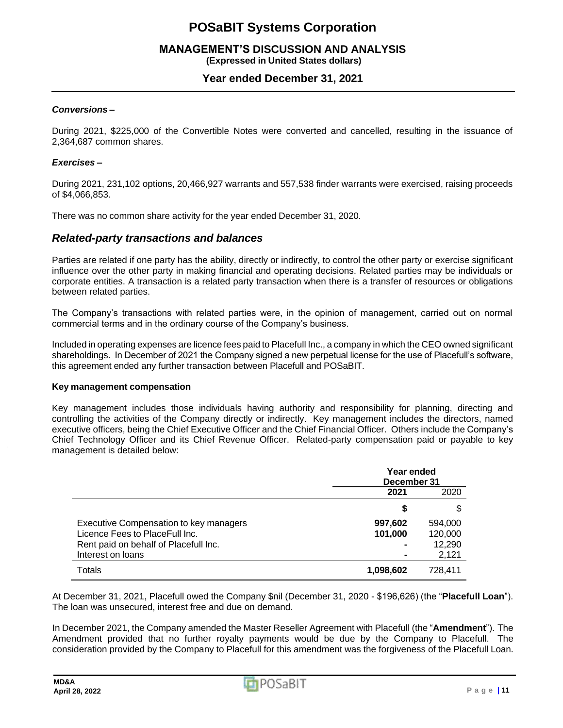***Conversions –***

During 2021, $225,000 of the Convertible Notes were converted and cancelled, resulting in the issuance of 2,364,687 common shares.

***Exercises –***

During 2021, 231,102 options, 20,466,927 warrants and 557,538 finder warrants were exercised, raising proceeds of $4,066,853.

There was no common share activity for the year ended December 31, 2020.

## *Related-party transactions and balances*

Parties are related if one party has the ability, directly or indirectly, to control the other party or exercise significant influence over the other party in making financial and operating decisions. Related parties may be individuals or corporate entities. A transaction is a related party transaction when there is a transfer of resources or obligations between related parties.

The Company's transactions with related parties were, in the opinion of management, carried out on normal commercial terms and in the ordinary course of the Company's business.

Included in operating expenses are licence fees paid to Placefull Inc., a company in which the CEO owned significant shareholdings. In December of 2021 the Company signed a new perpetual license for the use of Placefull's software, this agreement ended any further transaction between Placefull and POSaBIT.

**Key management compensation**

Key management includes those individuals having authority and responsibility for planning, directing and controlling the activities of the Company directly or indirectly. Key management includes the directors, named executive officers, being the Chief Executive Officer and the Chief Financial Officer. Others include the Company's Chief Technology Officer and its Chief Revenue Officer. Related-party compensation paid or payable to key management is detailed below:

| | **Year ended December 31** | |
|---|---|---|
| | **2021** | 2020 |
| | **$** | $ |
| Executive Compensation to key managers | **997,602** | 594,000 |
| Licence Fees to PlaceFull Inc. | **101,000** | 120,000 |
| Rent paid on behalf of Placefull Inc. | **-** | 12,290 |
| Interest on loans | **-** | 2,121 |
| Totals | **1,098,602** | 728,411 |

At December 31, 2021, Placefull owed the Company $nil (December 31, 2020 - $196,626) (the "**Placefull Loan**"). The loan was unsecured, interest free and due on demand.

In December 2021, the Company amended the Master Reseller Agreement with Placefull (the "**Amendment**"). The Amendment provided that no further royalty payments would be due by the Company to Placefull. The consideration provided by the Company to Placefull for this amendment was the forgiveness of the Placefull Loan.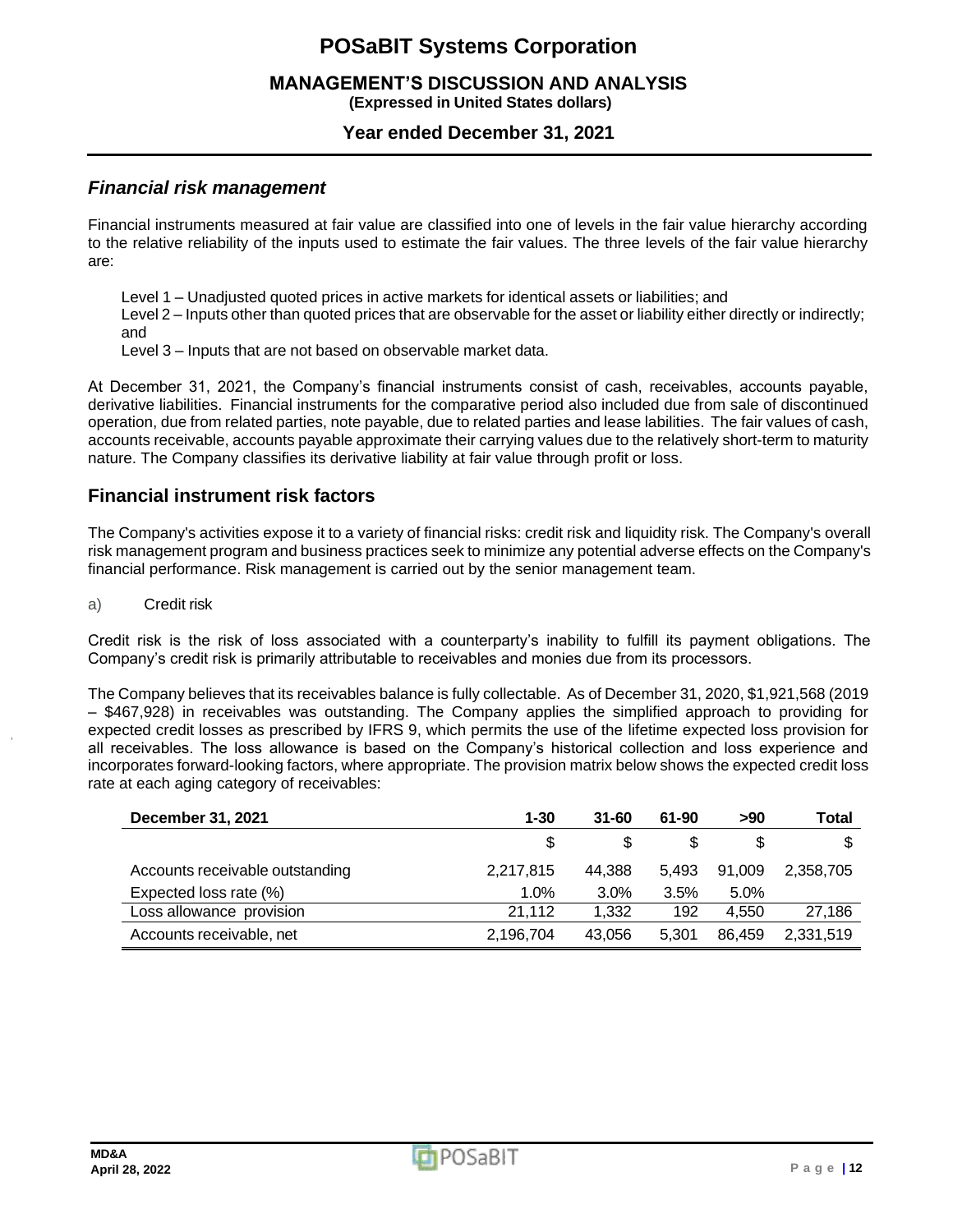## *Financial risk management*

Financial instruments measured at fair value are classified into one of levels in the fair value hierarchy according to the relative reliability of the inputs used to estimate the fair values. The three levels of the fair value hierarchy are:

Level 1 – Unadjusted quoted prices in active markets for identical assets or liabilities; and
Level 2 – Inputs other than quoted prices that are observable for the asset or liability either directly or indirectly; and
Level 3 – Inputs that are not based on observable market data.

At December 31, 2021, the Company's financial instruments consist of cash, receivables, accounts payable, derivative liabilities. Financial instruments for the comparative period also included due from sale of discontinued operation, due from related parties, note payable, due to related parties and lease labilities. The fair values of cash, accounts receivable, accounts payable approximate their carrying values due to the relatively short-term to maturity nature. The Company classifies its derivative liability at fair value through profit or loss.

## Financial instrument risk factors

The Company's activities expose it to a variety of financial risks: credit risk and liquidity risk. The Company's overall risk management program and business practices seek to minimize any potential adverse effects on the Company's financial performance. Risk management is carried out by the senior management team.

a) Credit risk

Credit risk is the risk of loss associated with a counterparty's inability to fulfill its payment obligations. The Company's credit risk is primarily attributable to receivables and monies due from its processors.

The Company believes that its receivables balance is fully collectable. As of December 31, 2020, $1,921,568 (2019 – $467,928) in receivables was outstanding. The Company applies the simplified approach to providing for expected credit losses as prescribed by IFRS 9, which permits the use of the lifetime expected loss provision for all receivables. The loss allowance is based on the Company's historical collection and loss experience and incorporates forward-looking factors, where appropriate. The provision matrix below shows the expected credit loss rate at each aging category of receivables:

| December 31, 2021 | 1-30 | 31-60 | 61-90 | >90 | Total |
|---|---|---|---|---|---|
| | $ | $ | $ | $ | $ |
| Accounts receivable outstanding | 2,217,815 | 44,388 | 5,493 | 91,009 | 2,358,705 |
| Expected loss rate (%) | 1.0% | 3.0% | 3.5% | 5.0% | |
| Loss allowance provision | 21,112 | 1,332 | 192 | 4,550 | 27,186 |
| Accounts receivable, net | 2,196,704 | 43,056 | 5,301 | 86,459 | 2,331,519 |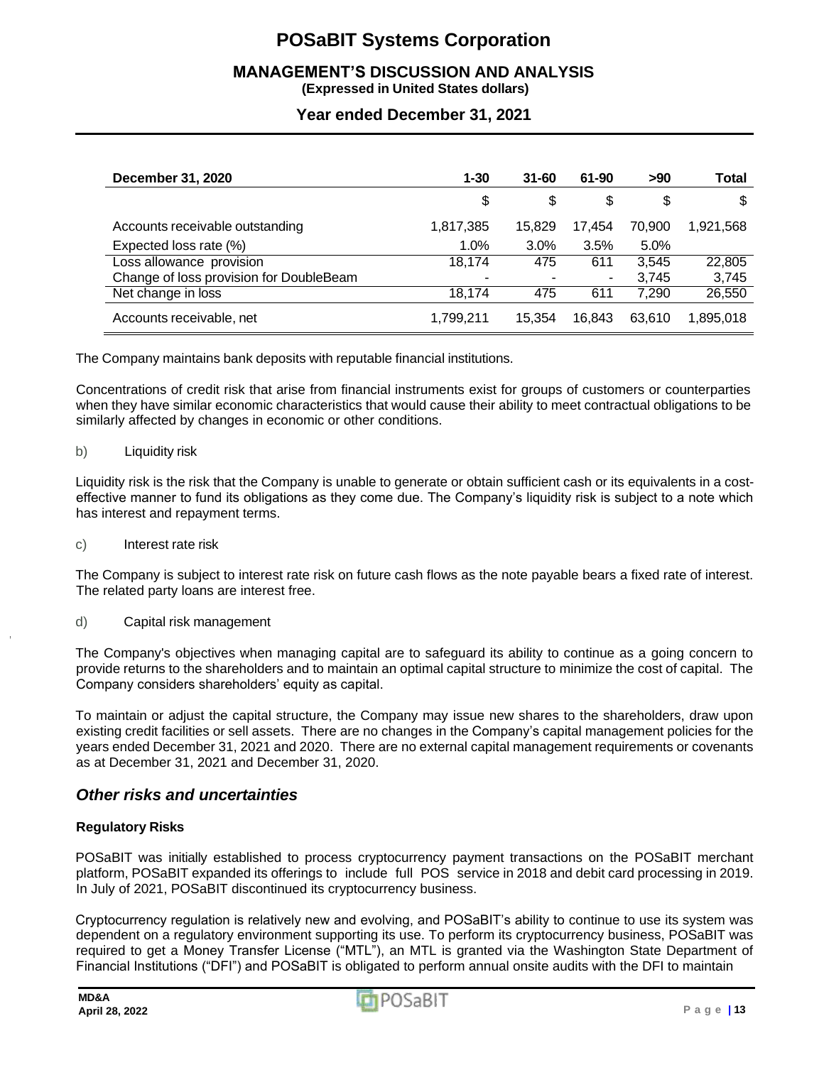| December 31, 2020 | 1-30 | 31-60 | 61-90 | >90 | Total |
|---|---|---|---|---|---|
| | $ | $ | $ | $ | $ |
| Accounts receivable outstanding | 1,817,385 | 15,829 | 17,454 | 70,900 | 1,921,568 |
| Expected loss rate (%) | 1.0% | 3.0% | 3.5% | 5.0% | |
| Loss allowance provision | 18,174 | 475 | 611 | 3,545 | 22,805 |
| Change of loss provision for DoubleBeam | - | - | - | 3,745 | 3,745 |
| Net change in loss | 18,174 | 475 | 611 | 7,290 | 26,550 |
| Accounts receivable, net | 1,799,211 | 15,354 | 16,843 | 63,610 | 1,895,018 |

The Company maintains bank deposits with reputable financial institutions.

Concentrations of credit risk that arise from financial instruments exist for groups of customers or counterparties when they have similar economic characteristics that would cause their ability to meet contractual obligations to be similarly affected by changes in economic or other conditions.

b) Liquidity risk

Liquidity risk is the risk that the Company is unable to generate or obtain sufficient cash or its equivalents in a cost-effective manner to fund its obligations as they come due. The Company's liquidity risk is subject to a note which has interest and repayment terms.

c) Interest rate risk

The Company is subject to interest rate risk on future cash flows as the note payable bears a fixed rate of interest. The related party loans are interest free.

d) Capital risk management

The Company's objectives when managing capital are to safeguard its ability to continue as a going concern to provide returns to the shareholders and to maintain an optimal capital structure to minimize the cost of capital. The Company considers shareholders' equity as capital.

To maintain or adjust the capital structure, the Company may issue new shares to the shareholders, draw upon existing credit facilities or sell assets. There are no changes in the Company's capital management policies for the years ended December 31, 2021 and 2020. There are no external capital management requirements or covenants as at December 31, 2021 and December 31, 2020.

## *Other risks and uncertainties*

**Regulatory Risks**

POSaBIT was initially established to process cryptocurrency payment transactions on the POSaBIT merchant platform, POSaBIT expanded its offerings to include full POS service in 2018 and debit card processing in 2019. In July of 2021, POSaBIT discontinued its cryptocurrency business.

Cryptocurrency regulation is relatively new and evolving, and POSaBIT's ability to continue to use its system was dependent on a regulatory environment supporting its use. To perform its cryptocurrency business, POSaBIT was required to get a Money Transfer License ("MTL"), an MTL is granted via the Washington State Department of Financial Institutions ("DFI") and POSaBIT is obligated to perform annual onsite audits with the DFI to maintain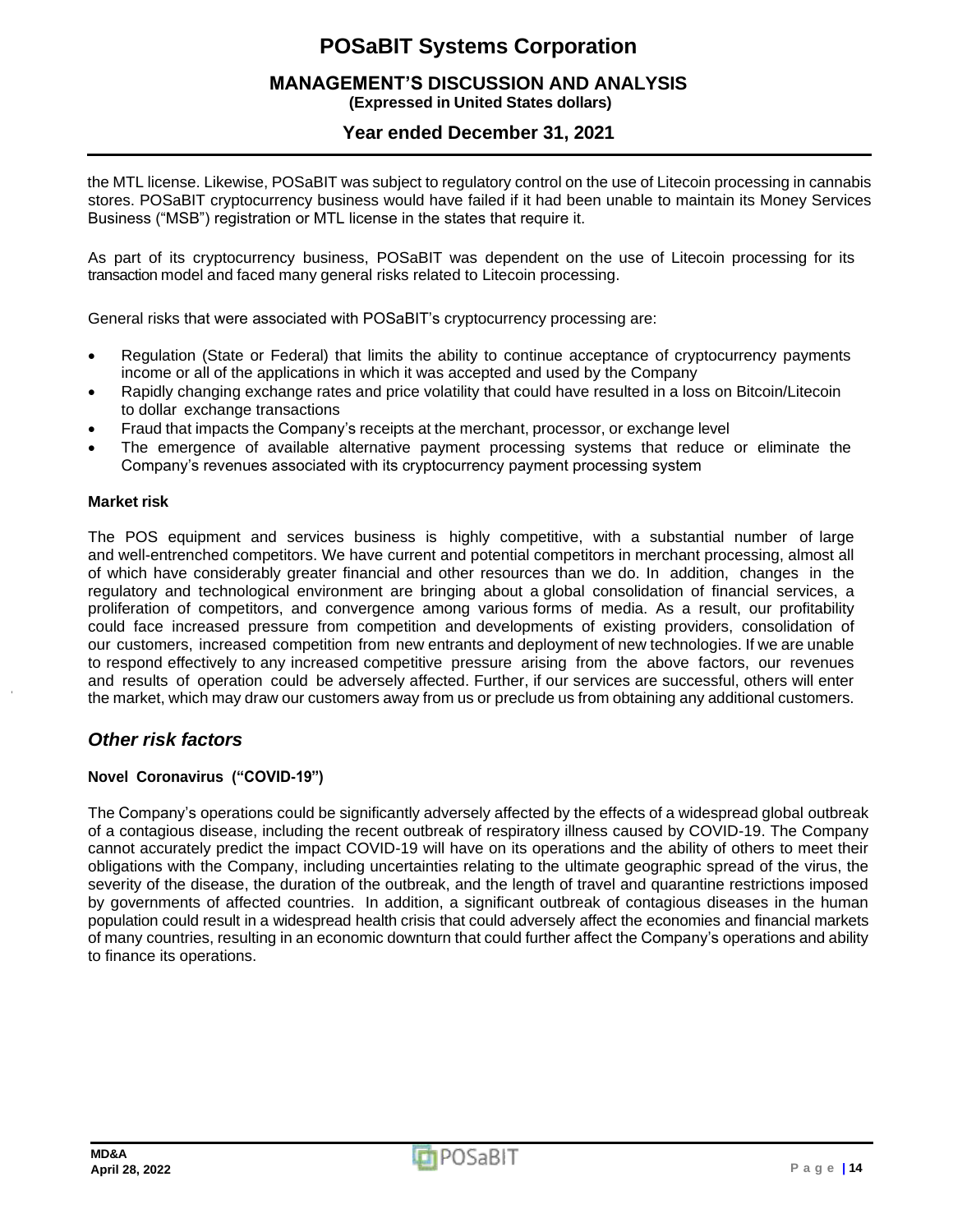the MTL license. Likewise, POSaBIT was subject to regulatory control on the use of Litecoin processing in cannabis stores. POSaBIT cryptocurrency business would have failed if it had been unable to maintain its Money Services Business ("MSB") registration or MTL license in the states that require it.

As part of its cryptocurrency business, POSaBIT was dependent on the use of Litecoin processing for its transaction model and faced many general risks related to Litecoin processing.

General risks that were associated with POSaBIT's cryptocurrency processing are:

- Regulation (State or Federal) that limits the ability to continue acceptance of cryptocurrency payments income or all of the applications in which it was accepted and used by the Company
- Rapidly changing exchange rates and price volatility that could have resulted in a loss on Bitcoin/Litecoin to dollar exchange transactions
- Fraud that impacts the Company's receipts at the merchant, processor, or exchange level
- The emergence of available alternative payment processing systems that reduce or eliminate the Company's revenues associated with its cryptocurrency payment processing system

**Market risk**

The POS equipment and services business is highly competitive, with a substantial number of large and well-entrenched competitors. We have current and potential competitors in merchant processing, almost all of which have considerably greater financial and other resources than we do. In addition, changes in the regulatory and technological environment are bringing about a global consolidation of financial services, a proliferation of competitors, and convergence among various forms of media. As a result, our profitability could face increased pressure from competition and developments of existing providers, consolidation of our customers, increased competition from new entrants and deployment of new technologies. If we are unable to respond effectively to any increased competitive pressure arising from the above factors, our revenues and results of operation could be adversely affected. Further, if our services are successful, others will enter the market, which may draw our customers away from us or preclude us from obtaining any additional customers.

## *Other risk factors*

**Novel Coronavirus ("COVID-19")**

The Company's operations could be significantly adversely affected by the effects of a widespread global outbreak of a contagious disease, including the recent outbreak of respiratory illness caused by COVID-19. The Company cannot accurately predict the impact COVID-19 will have on its operations and the ability of others to meet their obligations with the Company, including uncertainties relating to the ultimate geographic spread of the virus, the severity of the disease, the duration of the outbreak, and the length of travel and quarantine restrictions imposed by governments of affected countries. In addition, a significant outbreak of contagious diseases in the human population could result in a widespread health crisis that could adversely affect the economies and financial markets of many countries, resulting in an economic downturn that could further affect the Company's operations and ability to finance its operations.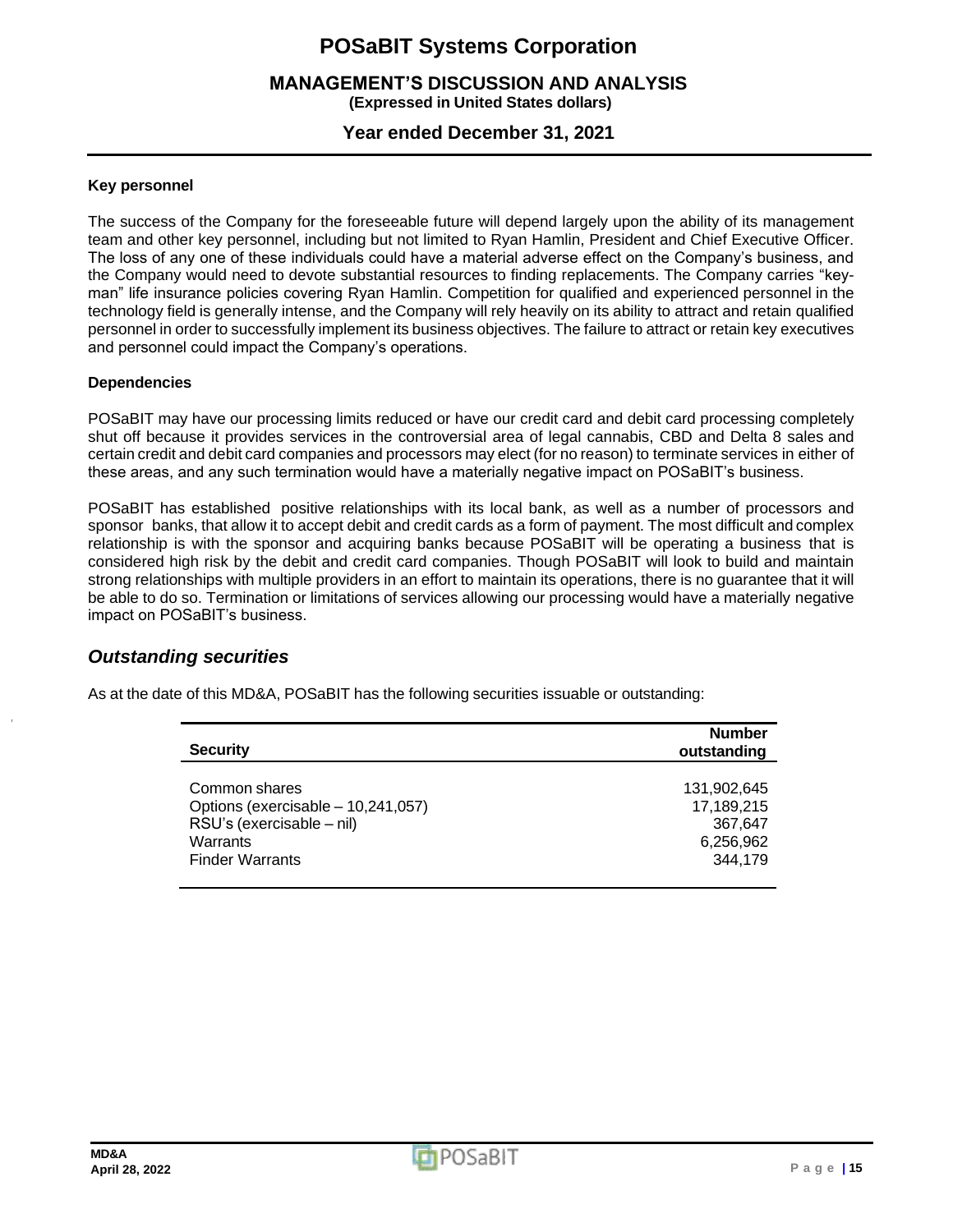### Key personnel

The success of the Company for the foreseeable future will depend largely upon the ability of its management team and other key personnel, including but not limited to Ryan Hamlin, President and Chief Executive Officer. The loss of any one of these individuals could have a material adverse effect on the Company's business, and the Company would need to devote substantial resources to finding replacements. The Company carries "key-man" life insurance policies covering Ryan Hamlin. Competition for qualified and experienced personnel in the technology field is generally intense, and the Company will rely heavily on its ability to attract and retain qualified personnel in order to successfully implement its business objectives. The failure to attract or retain key executives and personnel could impact the Company's operations.

### Dependencies

POSaBIT may have our processing limits reduced or have our credit card and debit card processing completely shut off because it provides services in the controversial area of legal cannabis, CBD and Delta 8 sales and certain credit and debit card companies and processors may elect (for no reason) to terminate services in either of these areas, and any such termination would have a materially negative impact on POSaBIT's business.

POSaBIT has established positive relationships with its local bank, as well as a number of processors and sponsor banks, that allow it to accept debit and credit cards as a form of payment. The most difficult and complex relationship is with the sponsor and acquiring banks because POSaBIT will be operating a business that is considered high risk by the debit and credit card companies. Though POSaBIT will look to build and maintain strong relationships with multiple providers in an effort to maintain its operations, there is no guarantee that it will be able to do so. Termination or limitations of services allowing our processing would have a materially negative impact on POSaBIT's business.

## *Outstanding securities*

As at the date of this MD&A, POSaBIT has the following securities issuable or outstanding:

| Security | Number outstanding |
|---|---|
| Common shares | 131,902,645 |
| Options (exercisable – 10,241,057) | 17,189,215 |
| RSU's (exercisable – nil) | 367,647 |
| Warrants | 6,256,962 |
| Finder Warrants | 344,179 |